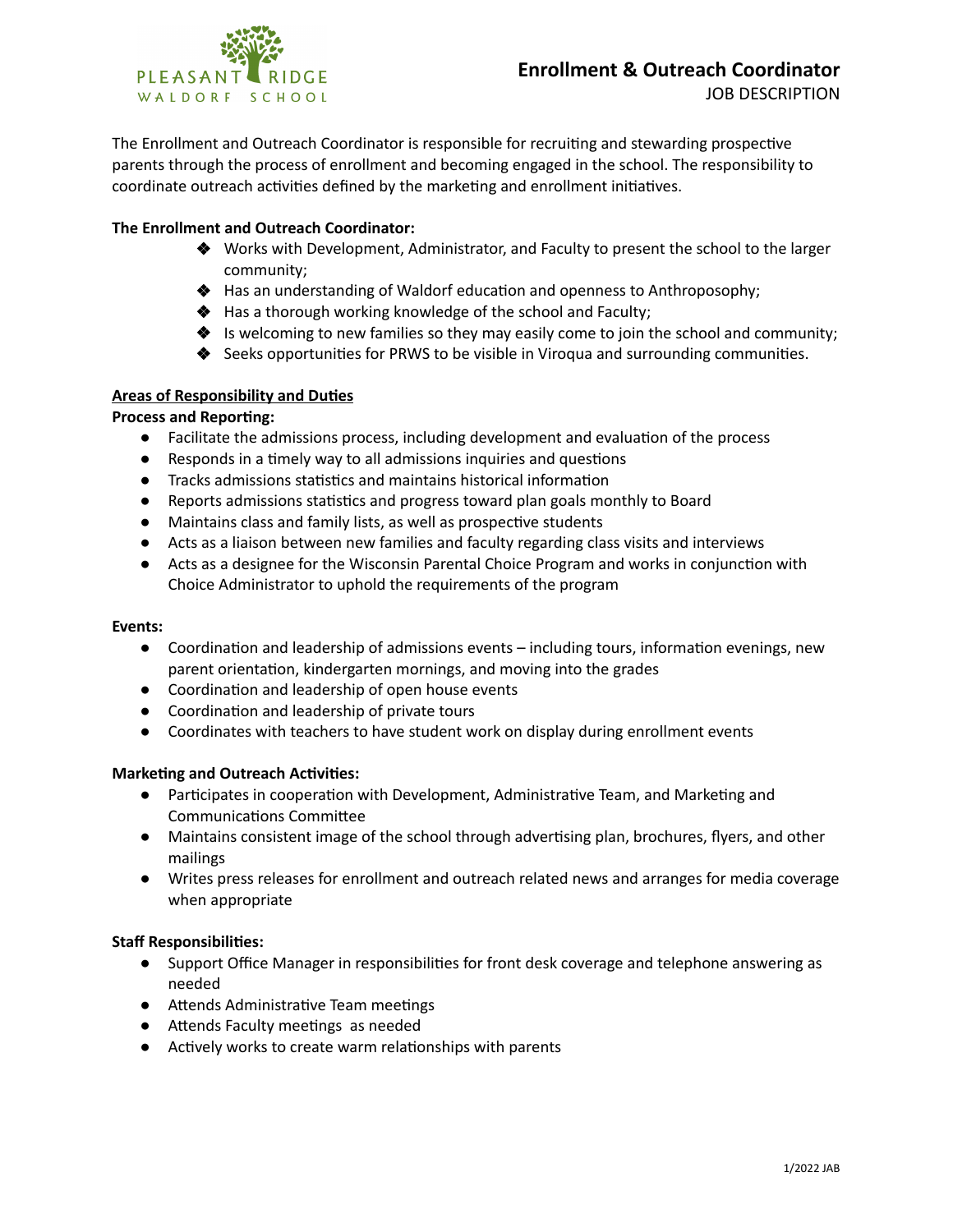PLEASANT RIDGE
WALDORF SCHOOL

# Enrollment & Outreach Coordinator

JOB DESCRIPTION

The Enrollment and Outreach Coordinator is responsible for recruiting and stewarding prospective parents through the process of enrollment and becoming engaged in the school. The responsibility to coordinate outreach activities defined by the marketing and enrollment initiatives.

**The Enrollment and Outreach Coordinator:**

- Works with Development, Administrator, and Faculty to present the school to the larger community;
- Has an understanding of Waldorf education and openness to Anthroposophy;
- Has a thorough working knowledge of the school and Faculty;
- Is welcoming to new families so they may easily come to join the school and community;
- Seeks opportunities for PRWS to be visible in Viroqua and surrounding communities.

## Areas of Responsibility and Duties

**Process and Reporting:**

- Facilitate the admissions process, including development and evaluation of the process
- Responds in a timely way to all admissions inquiries and questions
- Tracks admissions statistics and maintains historical information
- Reports admissions statistics and progress toward plan goals monthly to Board
- Maintains class and family lists, as well as prospective students
- Acts as a liaison between new families and faculty regarding class visits and interviews
- Acts as a designee for the Wisconsin Parental Choice Program and works in conjunction with Choice Administrator to uphold the requirements of the program

**Events:**

- Coordination and leadership of admissions events – including tours, information evenings, new parent orientation, kindergarten mornings, and moving into the grades
- Coordination and leadership of open house events
- Coordination and leadership of private tours
- Coordinates with teachers to have student work on display during enrollment events

**Marketing and Outreach Activities:**

- Participates in cooperation with Development, Administrative Team, and Marketing and Communications Committee
- Maintains consistent image of the school through advertising plan, brochures, flyers, and other mailings
- Writes press releases for enrollment and outreach related news and arranges for media coverage when appropriate

**Staff Responsibilities:**

- Support Office Manager in responsibilities for front desk coverage and telephone answering as needed
- Attends Administrative Team meetings
- Attends Faculty meetings as needed
- Actively works to create warm relationships with parents

1/2022 JAB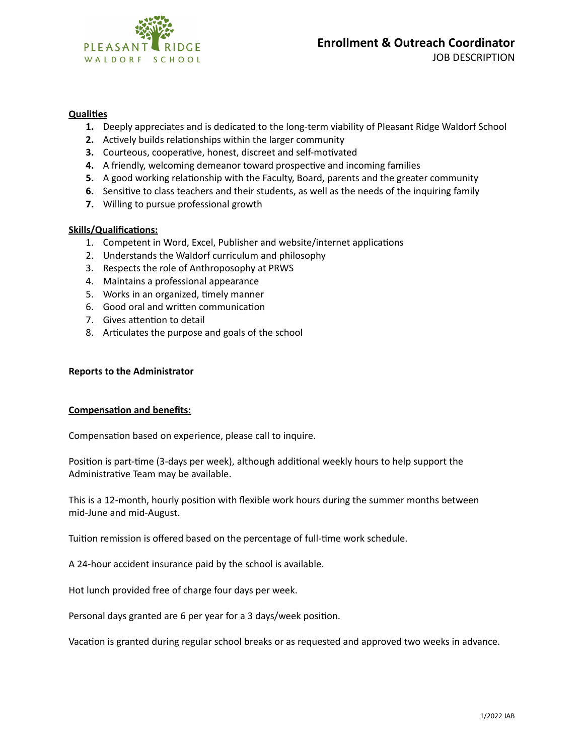# Enrollment & Outreach Coordinator

JOB DESCRIPTION

**Qualities**

1. Deeply appreciates and is dedicated to the long-term viability of Pleasant Ridge Waldorf School
2. Actively builds relationships within the larger community
3. Courteous, cooperative, honest, discreet and self-motivated
4. A friendly, welcoming demeanor toward prospective and incoming families
5. A good working relationship with the Faculty, Board, parents and the greater community
6. Sensitive to class teachers and their students, as well as the needs of the inquiring family
7. Willing to pursue professional growth

**Skills/Qualifications:**

1. Competent in Word, Excel, Publisher and website/internet applications
2. Understands the Waldorf curriculum and philosophy
3. Respects the role of Anthroposophy at PRWS
4. Maintains a professional appearance
5. Works in an organized, timely manner
6. Good oral and written communication
7. Gives attention to detail
8. Articulates the purpose and goals of the school

**Reports to the Administrator**

**Compensation and benefits:**

Compensation based on experience, please call to inquire.

Position is part-time (3-days per week), although additional weekly hours to help support the Administrative Team may be available.

This is a 12-month, hourly position with flexible work hours during the summer months between mid-June and mid-August.

Tuition remission is offered based on the percentage of full-time work schedule.

A 24-hour accident insurance paid by the school is available.

Hot lunch provided free of charge four days per week.

Personal days granted are 6 per year for a 3 days/week position.

Vacation is granted during regular school breaks or as requested and approved two weeks in advance.

1/2022 JAB